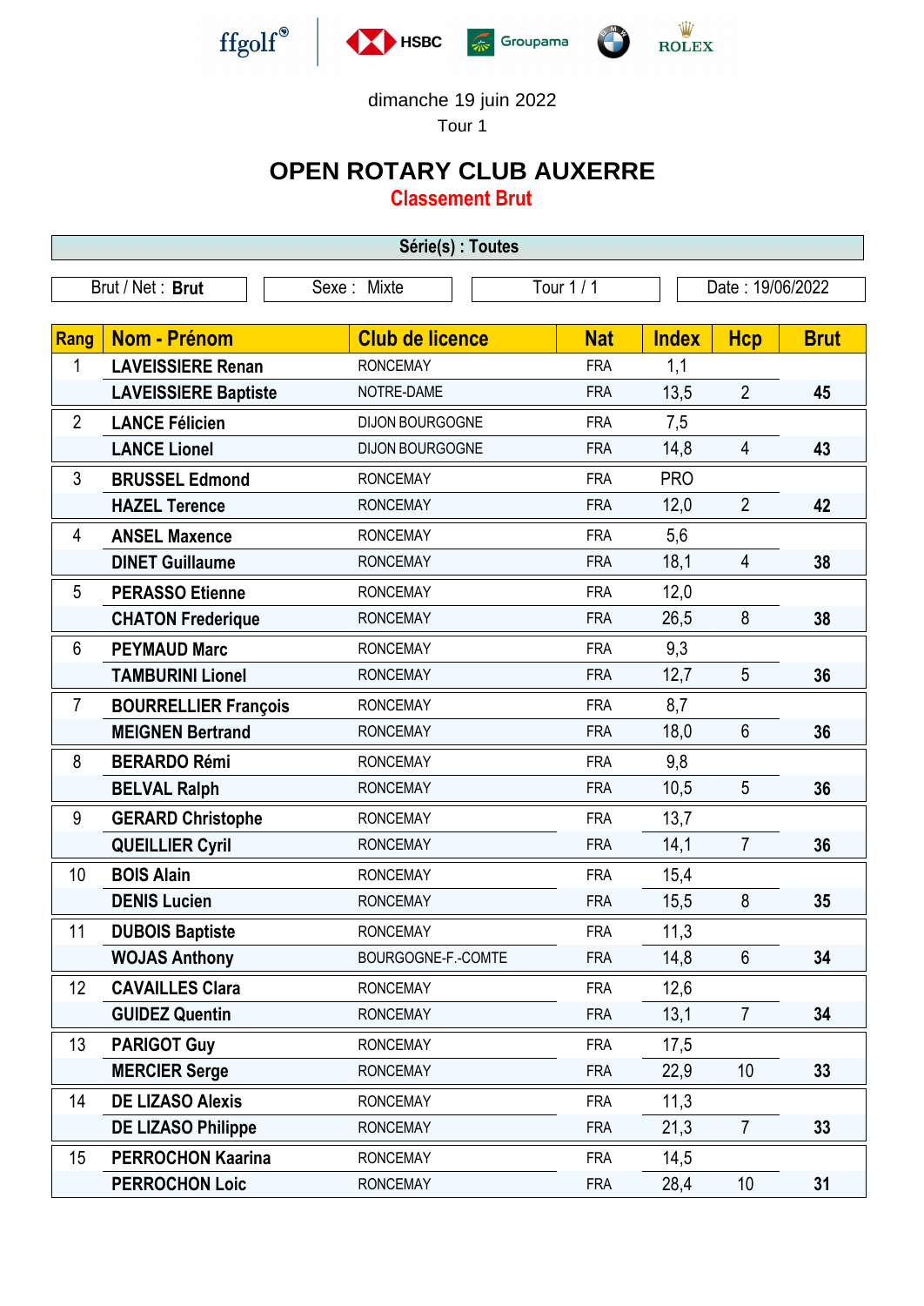dimanche 19 juin 2022

Tour 1

# OPEN ROTARY CLUB AUXERRE

## Classement Brut

**Série(s) : Toutes**

| Brut / Net : **Brut** | Sexe : Mixte | Tour 1 / 1 | Date : 19/06/2022 |
|---|---|---|---|

| Rang | Nom - Prénom | Club de licence | Nat | Index | Hcp | Brut |
|---|---|---|---|---|---|---|
| 1 | **LAVEISSIERE Renan** | RONCEMAY | FRA | 1,1 | | |
| | **LAVEISSIERE Baptiste** | NOTRE-DAME | FRA | 13,5 | 2 | **45** |
| 2 | **LANCE Félicien** | DIJON BOURGOGNE | FRA | 7,5 | | |
| | **LANCE Lionel** | DIJON BOURGOGNE | FRA | 14,8 | 4 | **43** |
| 3 | **BRUSSEL Edmond** | RONCEMAY | FRA | PRO | | |
| | **HAZEL Terence** | RONCEMAY | FRA | 12,0 | 2 | **42** |
| 4 | **ANSEL Maxence** | RONCEMAY | FRA | 5,6 | | |
| | **DINET Guillaume** | RONCEMAY | FRA | 18,1 | 4 | **38** |
| 5 | **PERASSO Etienne** | RONCEMAY | FRA | 12,0 | | |
| | **CHATON Frederique** | RONCEMAY | FRA | 26,5 | 8 | **38** |
| 6 | **PEYMAUD Marc** | RONCEMAY | FRA | 9,3 | | |
| | **TAMBURINI Lionel** | RONCEMAY | FRA | 12,7 | 5 | **36** |
| 7 | **BOURRELLIER François** | RONCEMAY | FRA | 8,7 | | |
| | **MEIGNEN Bertrand** | RONCEMAY | FRA | 18,0 | 6 | **36** |
| 8 | **BERARDO Rémi** | RONCEMAY | FRA | 9,8 | | |
| | **BELVAL Ralph** | RONCEMAY | FRA | 10,5 | 5 | **36** |
| 9 | **GERARD Christophe** | RONCEMAY | FRA | 13,7 | | |
| | **QUEILLIER Cyril** | RONCEMAY | FRA | 14,1 | 7 | **36** |
| 10 | **BOIS Alain** | RONCEMAY | FRA | 15,4 | | |
| | **DENIS Lucien** | RONCEMAY | FRA | 15,5 | 8 | **35** |
| 11 | **DUBOIS Baptiste** | RONCEMAY | FRA | 11,3 | | |
| | **WOJAS Anthony** | BOURGOGNE-F.-COMTE | FRA | 14,8 | 6 | **34** |
| 12 | **CAVAILLES Clara** | RONCEMAY | FRA | 12,6 | | |
| | **GUIDEZ Quentin** | RONCEMAY | FRA | 13,1 | 7 | **34** |
| 13 | **PARIGOT Guy** | RONCEMAY | FRA | 17,5 | | |
| | **MERCIER Serge** | RONCEMAY | FRA | 22,9 | 10 | **33** |
| 14 | **DE LIZASO Alexis** | RONCEMAY | FRA | 11,3 | | |
| | **DE LIZASO Philippe** | RONCEMAY | FRA | 21,3 | 7 | **33** |
| 15 | **PERROCHON Kaarina** | RONCEMAY | FRA | 14,5 | | |
| | **PERROCHON Loic** | RONCEMAY | FRA | 28,4 | 10 | **31** |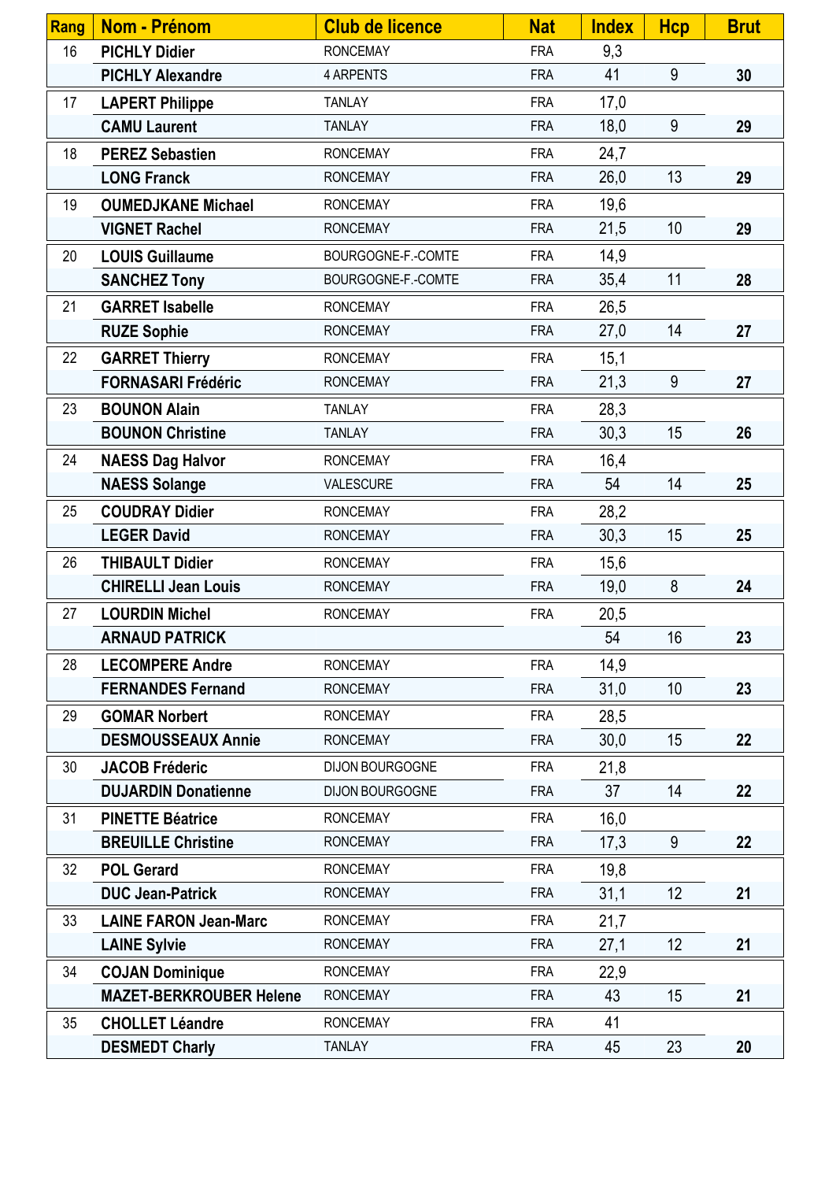| Rang | Nom - Prénom | Club de licence | Nat | Index | Hcp | Brut |
|---|---|---|---|---|---|---|
| 16 | **PICHLY Didier** | RONCEMAY | FRA | 9,3 | | |
| | **PICHLY Alexandre** | 4 ARPENTS | FRA | 41 | 9 | **30** |
| 17 | **LAPERT Philippe** | TANLAY | FRA | 17,0 | | |
| | **CAMU Laurent** | TANLAY | FRA | 18,0 | 9 | **29** |
| 18 | **PEREZ Sebastien** | RONCEMAY | FRA | 24,7 | | |
| | **LONG Franck** | RONCEMAY | FRA | 26,0 | 13 | **29** |
| 19 | **OUMEDJKANE Michael** | RONCEMAY | FRA | 19,6 | | |
| | **VIGNET Rachel** | RONCEMAY | FRA | 21,5 | 10 | **29** |
| 20 | **LOUIS Guillaume** | BOURGOGNE-F.-COMTE | FRA | 14,9 | | |
| | **SANCHEZ Tony** | BOURGOGNE-F.-COMTE | FRA | 35,4 | 11 | **28** |
| 21 | **GARRET Isabelle** | RONCEMAY | FRA | 26,5 | | |
| | **RUZE Sophie** | RONCEMAY | FRA | 27,0 | 14 | **27** |
| 22 | **GARRET Thierry** | RONCEMAY | FRA | 15,1 | | |
| | **FORNASARI Frédéric** | RONCEMAY | FRA | 21,3 | 9 | **27** |
| 23 | **BOUNON Alain** | TANLAY | FRA | 28,3 | | |
| | **BOUNON Christine** | TANLAY | FRA | 30,3 | 15 | **26** |
| 24 | **NAESS Dag Halvor** | RONCEMAY | FRA | 16,4 | | |
| | **NAESS Solange** | VALESCURE | FRA | 54 | 14 | **25** |
| 25 | **COUDRAY Didier** | RONCEMAY | FRA | 28,2 | | |
| | **LEGER David** | RONCEMAY | FRA | 30,3 | 15 | **25** |
| 26 | **THIBAULT Didier** | RONCEMAY | FRA | 15,6 | | |
| | **CHIRELLI Jean Louis** | RONCEMAY | FRA | 19,0 | 8 | **24** |
| 27 | **LOURDIN Michel** | RONCEMAY | FRA | 20,5 | | |
| | **ARNAUD PATRICK** | | | 54 | 16 | **23** |
| 28 | **LECOMPERE Andre** | RONCEMAY | FRA | 14,9 | | |
| | **FERNANDES Fernand** | RONCEMAY | FRA | 31,0 | 10 | **23** |
| 29 | **GOMAR Norbert** | RONCEMAY | FRA | 28,5 | | |
| | **DESMOUSSEAUX Annie** | RONCEMAY | FRA | 30,0 | 15 | **22** |
| 30 | **JACOB Fréderic** | DIJON BOURGOGNE | FRA | 21,8 | | |
| | **DUJARDIN Donatienne** | DIJON BOURGOGNE | FRA | 37 | 14 | **22** |
| 31 | **PINETTE Béatrice** | RONCEMAY | FRA | 16,0 | | |
| | **BREUILLE Christine** | RONCEMAY | FRA | 17,3 | 9 | **22** |
| 32 | **POL Gerard** | RONCEMAY | FRA | 19,8 | | |
| | **DUC Jean-Patrick** | RONCEMAY | FRA | 31,1 | 12 | **21** |
| 33 | **LAINE FARON Jean-Marc** | RONCEMAY | FRA | 21,7 | | |
| | **LAINE Sylvie** | RONCEMAY | FRA | 27,1 | 12 | **21** |
| 34 | **COJAN Dominique** | RONCEMAY | FRA | 22,9 | | |
| | **MAZET-BERKROUBER Helene** | RONCEMAY | FRA | 43 | 15 | **21** |
| 35 | **CHOLLET Léandre** | RONCEMAY | FRA | 41 | | |
| | **DESMEDT Charly** | TANLAY | FRA | 45 | 23 | **20** |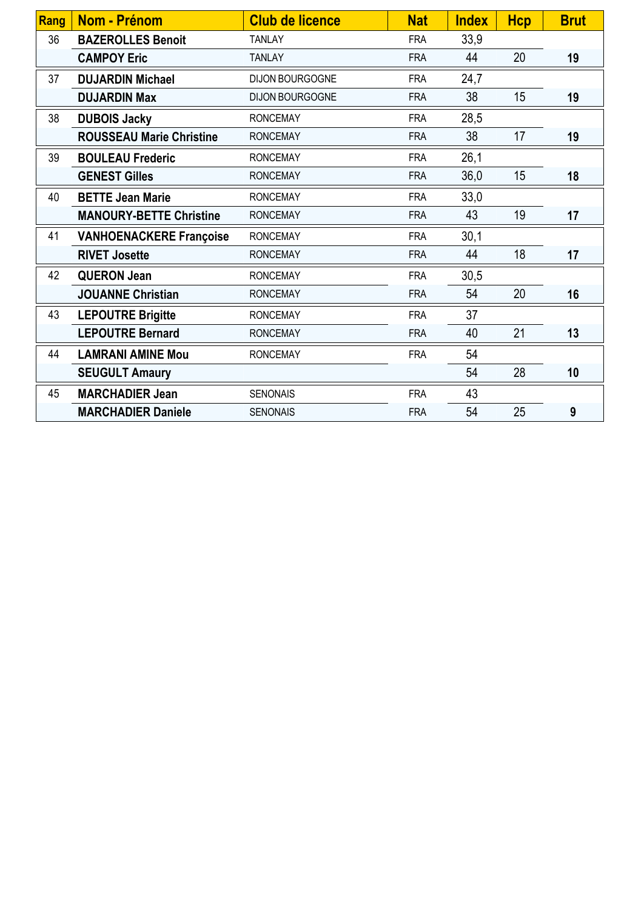| Rang | Nom - Prénom | Club de licence | Nat | Index | Hcp | Brut |
|---|---|---|---|---|---|---|
| 36 | **BAZEROLLES Benoit** | TANLAY | FRA | 33,9 | | |
| | **CAMPOY Eric** | TANLAY | FRA | 44 | 20 | **19** |
| 37 | **DUJARDIN Michael** | DIJON BOURGOGNE | FRA | 24,7 | | |
| | **DUJARDIN Max** | DIJON BOURGOGNE | FRA | 38 | 15 | **19** |
| 38 | **DUBOIS Jacky** | RONCEMAY | FRA | 28,5 | | |
| | **ROUSSEAU Marie Christine** | RONCEMAY | FRA | 38 | 17 | **19** |
| 39 | **BOULEAU Frederic** | RONCEMAY | FRA | 26,1 | | |
| | **GENEST Gilles** | RONCEMAY | FRA | 36,0 | 15 | **18** |
| 40 | **BETTE Jean Marie** | RONCEMAY | FRA | 33,0 | | |
| | **MANOURY-BETTE Christine** | RONCEMAY | FRA | 43 | 19 | **17** |
| 41 | **VANHOENACKERE Françoise** | RONCEMAY | FRA | 30,1 | | |
| | **RIVET Josette** | RONCEMAY | FRA | 44 | 18 | **17** |
| 42 | **QUERON Jean** | RONCEMAY | FRA | 30,5 | | |
| | **JOUANNE Christian** | RONCEMAY | FRA | 54 | 20 | **16** |
| 43 | **LEPOUTRE Brigitte** | RONCEMAY | FRA | 37 | | |
| | **LEPOUTRE Bernard** | RONCEMAY | FRA | 40 | 21 | **13** |
| 44 | **LAMRANI AMINE Mou** | RONCEMAY | FRA | 54 | | |
| | **SEUGULT Amaury** | | | 54 | 28 | **10** |
| 45 | **MARCHADIER Jean** | SENONAIS | FRA | 43 | | |
| | **MARCHADIER Daniele** | SENONAIS | FRA | 54 | 25 | **9** |